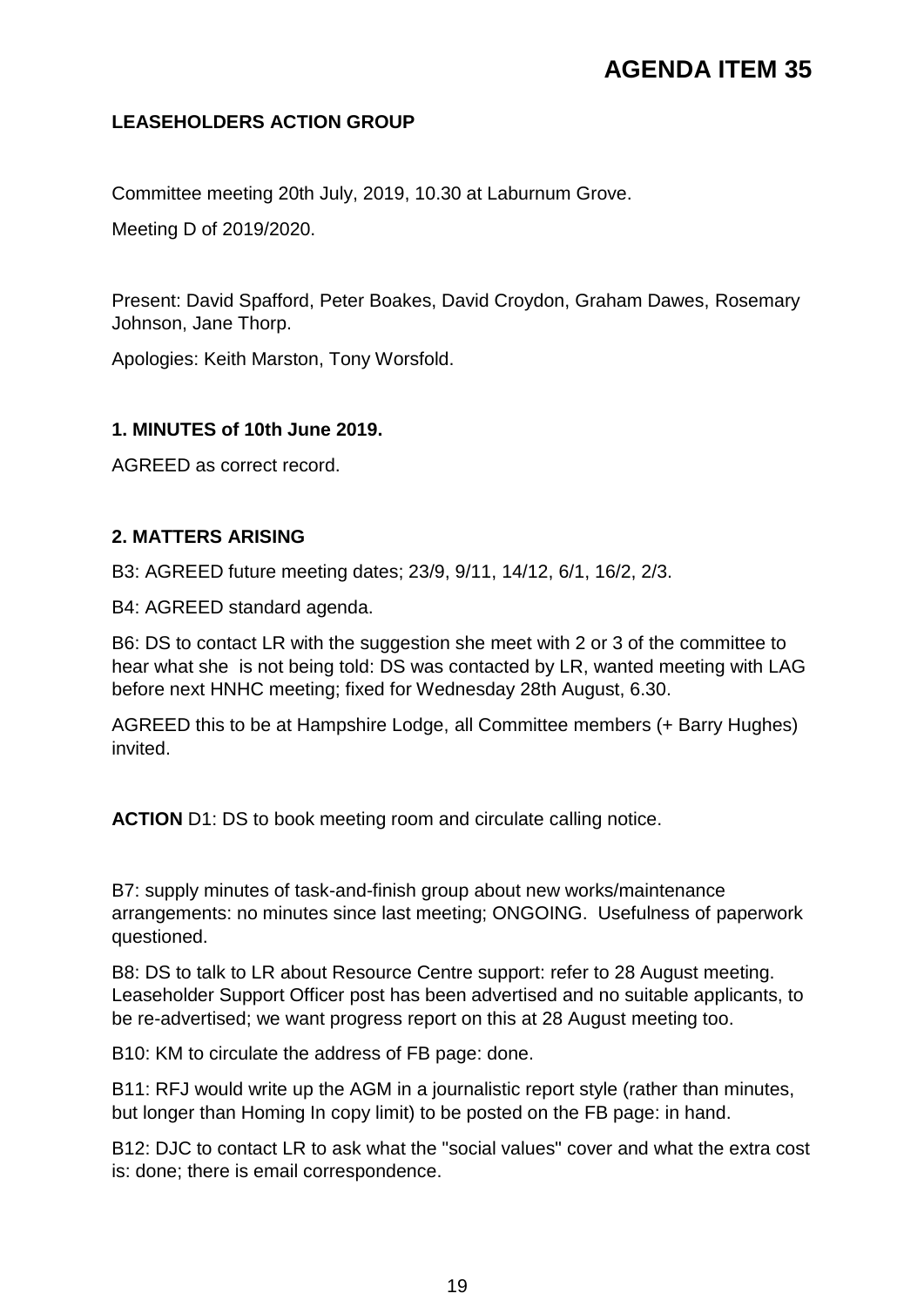# AGENDA ITEM 35

**LEASEHOLDERS ACTION GROUP**

Committee meeting 20th July, 2019, 10.30 at Laburnum Grove.

Meeting D of 2019/2020.

Present: David Spafford, Peter Boakes, David Croydon, Graham Dawes, Rosemary Johnson, Jane Thorp.

Apologies: Keith Marston, Tony Worsfold.

**1. MINUTES of 10th June 2019.**

AGREED as correct record.

**2. MATTERS ARISING**

B3: AGREED future meeting dates; 23/9, 9/11, 14/12, 6/1, 16/2, 2/3.

B4: AGREED standard agenda.

B6: DS to contact LR with the suggestion she meet with 2 or 3 of the committee to hear what she is not being told: DS was contacted by LR, wanted meeting with LAG before next HNHC meeting; fixed for Wednesday 28th August, 6.30.

AGREED this to be at Hampshire Lodge, all Committee members (+ Barry Hughes) invited.

**ACTION** D1: DS to book meeting room and circulate calling notice.

B7: supply minutes of task-and-finish group about new works/maintenance arrangements: no minutes since last meeting; ONGOING. Usefulness of paperwork questioned.

B8: DS to talk to LR about Resource Centre support: refer to 28 August meeting. Leaseholder Support Officer post has been advertised and no suitable applicants, to be re-advertised; we want progress report on this at 28 August meeting too.

B10: KM to circulate the address of FB page: done.

B11: RFJ would write up the AGM in a journalistic report style (rather than minutes, but longer than Homing In copy limit) to be posted on the FB page: in hand.

B12: DJC to contact LR to ask what the "social values" cover and what the extra cost is: done; there is email correspondence.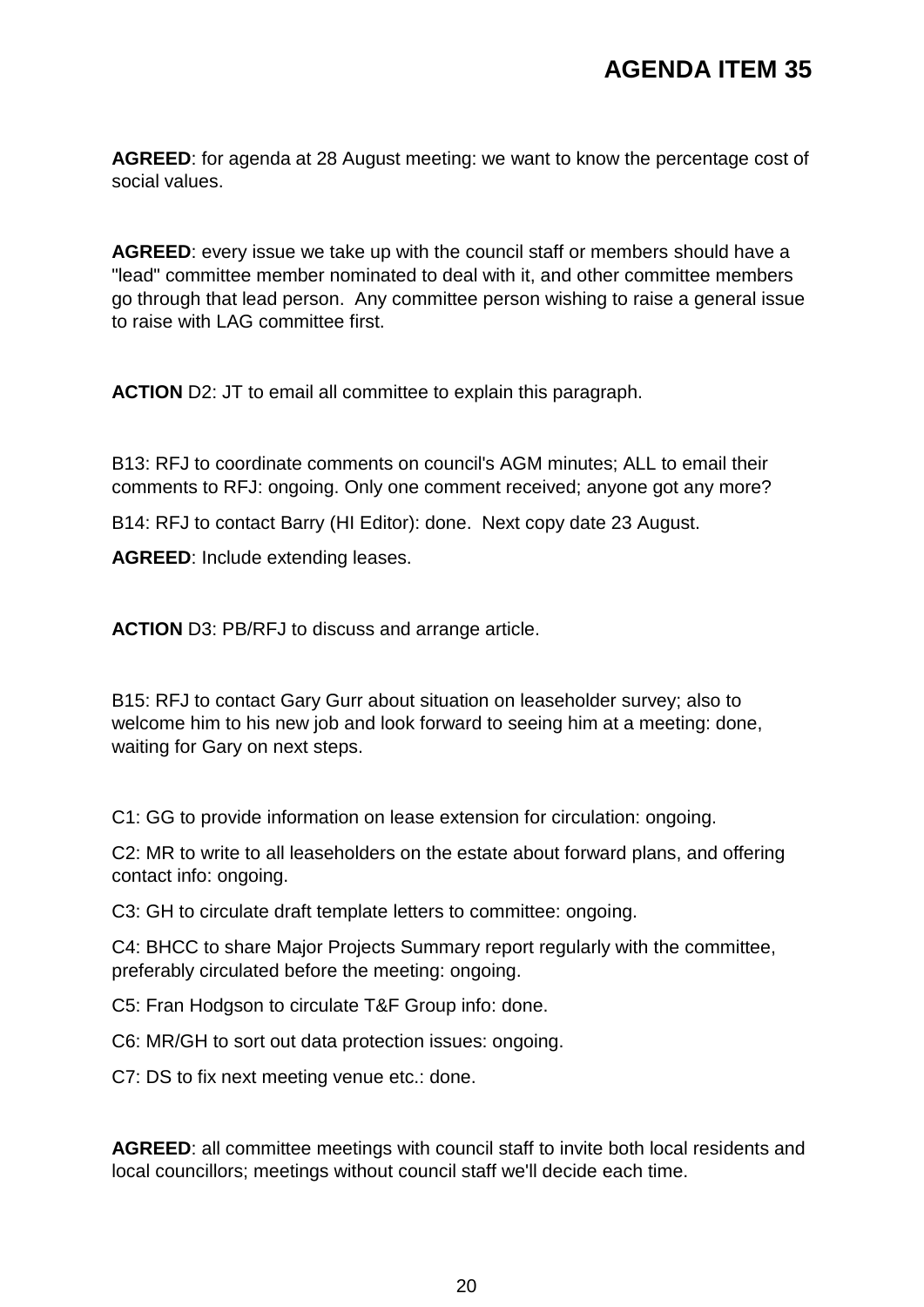# AGENDA ITEM 35

**AGREED**: for agenda at 28 August meeting: we want to know the percentage cost of social values.

**AGREED**: every issue we take up with the council staff or members should have a "lead" committee member nominated to deal with it, and other committee members go through that lead person. Any committee person wishing to raise a general issue to raise with LAG committee first.

**ACTION** D2: JT to email all committee to explain this paragraph.

B13: RFJ to coordinate comments on council's AGM minutes; ALL to email their comments to RFJ: ongoing. Only one comment received; anyone got any more?

B14: RFJ to contact Barry (HI Editor): done. Next copy date 23 August.

**AGREED**: Include extending leases.

**ACTION** D3: PB/RFJ to discuss and arrange article.

B15: RFJ to contact Gary Gurr about situation on leaseholder survey; also to welcome him to his new job and look forward to seeing him at a meeting: done, waiting for Gary on next steps.

C1: GG to provide information on lease extension for circulation: ongoing.

C2: MR to write to all leaseholders on the estate about forward plans, and offering contact info: ongoing.

C3: GH to circulate draft template letters to committee: ongoing.

C4: BHCC to share Major Projects Summary report regularly with the committee, preferably circulated before the meeting: ongoing.

C5: Fran Hodgson to circulate T&F Group info: done.

C6: MR/GH to sort out data protection issues: ongoing.

C7: DS to fix next meeting venue etc.: done.

**AGREED**: all committee meetings with council staff to invite both local residents and local councillors; meetings without council staff we'll decide each time.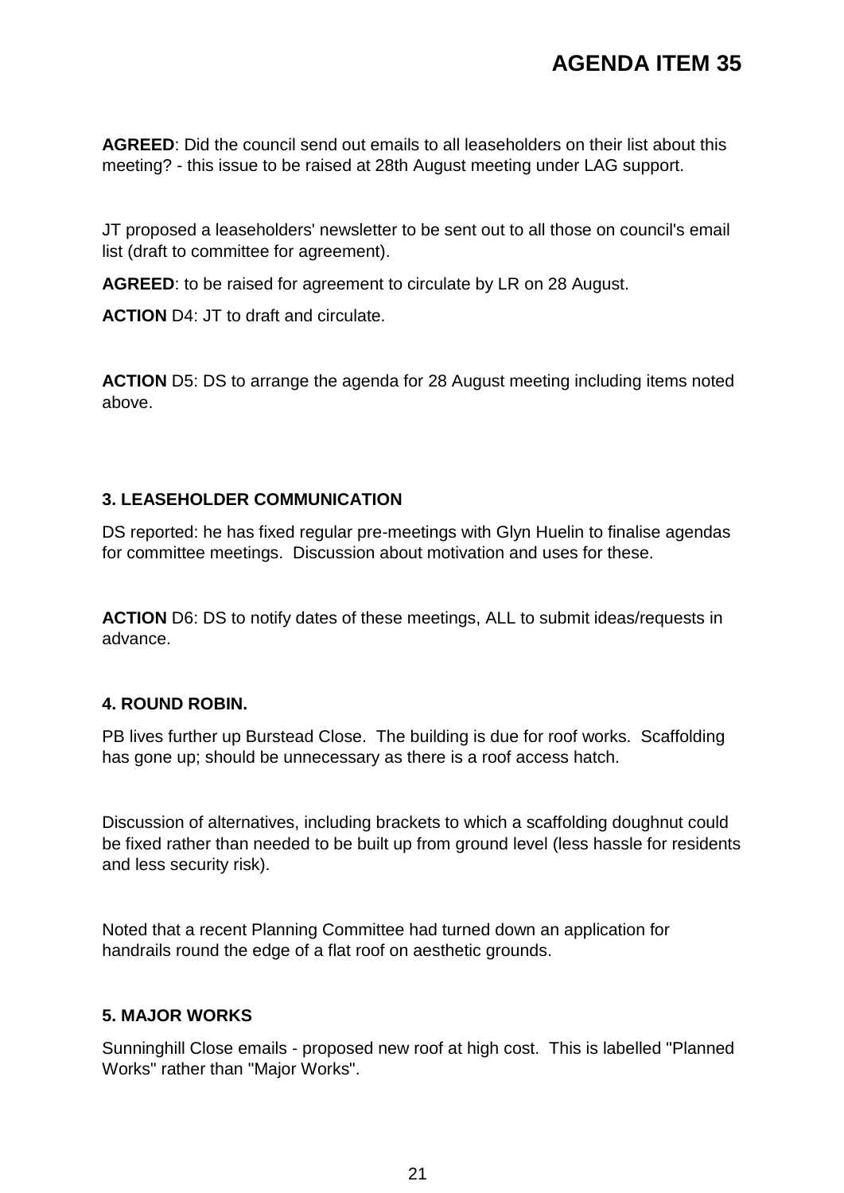# AGENDA ITEM 35

**AGREED**: Did the council send out emails to all leaseholders on their list about this meeting? - this issue to be raised at 28th August meeting under LAG support.

JT proposed a leaseholders' newsletter to be sent out to all those on council's email list (draft to committee for agreement).

**AGREED**: to be raised for agreement to circulate by LR on 28 August.

**ACTION** D4: JT to draft and circulate.

**ACTION** D5: DS to arrange the agenda for 28 August meeting including items noted above.

**3. LEASEHOLDER COMMUNICATION**

DS reported: he has fixed regular pre-meetings with Glyn Huelin to finalise agendas for committee meetings. Discussion about motivation and uses for these.

**ACTION** D6: DS to notify dates of these meetings, ALL to submit ideas/requests in advance.

**4. ROUND ROBIN.**

PB lives further up Burstead Close. The building is due for roof works. Scaffolding has gone up; should be unnecessary as there is a roof access hatch.

Discussion of alternatives, including brackets to which a scaffolding doughnut could be fixed rather than needed to be built up from ground level (less hassle for residents and less security risk).

Noted that a recent Planning Committee had turned down an application for handrails round the edge of a flat roof on aesthetic grounds.

**5. MAJOR WORKS**

Sunninghill Close emails - proposed new roof at high cost. This is labelled "Planned Works" rather than "Major Works".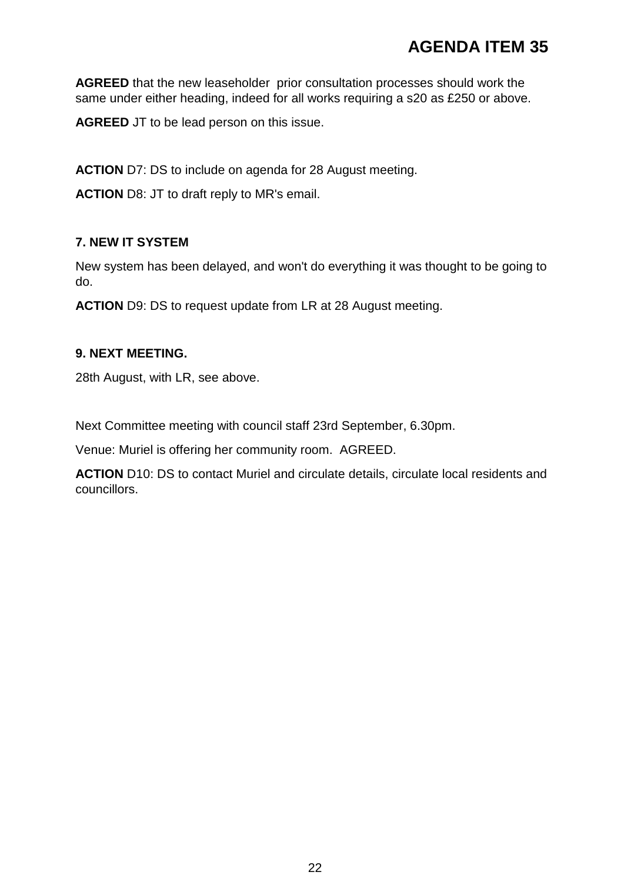**AGREED** that the new leaseholder  prior consultation processes should work the same under either heading, indeed for all works requiring a s20 as £250 or above.

**AGREED** JT to be lead person on this issue.

**ACTION** D7: DS to include on agenda for 28 August meeting.

**ACTION** D8: JT to draft reply to MR's email.

**7. NEW IT SYSTEM**

New system has been delayed, and won't do everything it was thought to be going to do.

**ACTION** D9: DS to request update from LR at 28 August meeting.

**9. NEXT MEETING.**

28th August, with LR, see above.

Next Committee meeting with council staff 23rd September, 6.30pm.

Venue: Muriel is offering her community room.  AGREED.

**ACTION** D10: DS to contact Muriel and circulate details, circulate local residents and councillors.